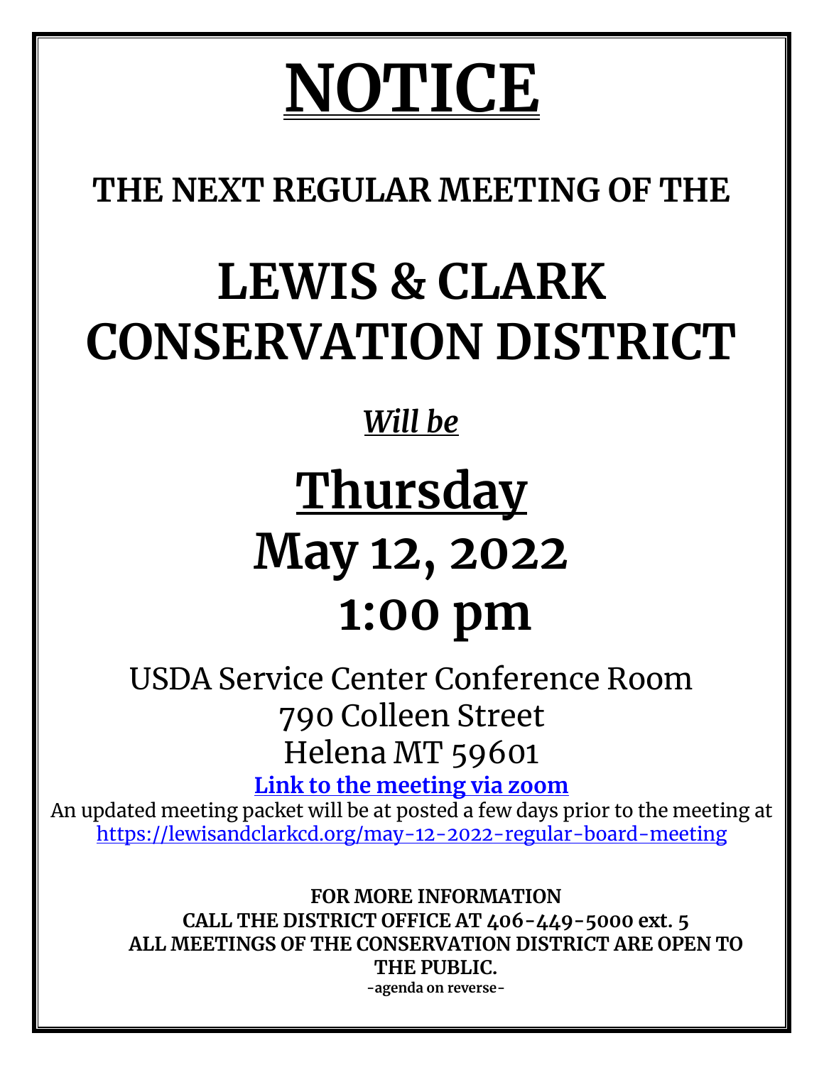# NOTICE

## THE NEXT REGULAR MEETING OF THE

# LEWIS & CLARK CONSERVATION DISTRICT

***Will be***

# Thursday
# May 12, 2022
# 1:00 pm

USDA Service Center Conference Room
790 Colleen Street
Helena MT 59601

**Link to the meeting via zoom**

An updated meeting packet will be at posted a few days prior to the meeting at https://lewisandclarkcd.org/may-12-2022-regular-board-meeting

**FOR MORE INFORMATION**
**CALL THE DISTRICT OFFICE AT 406-449-5000 ext. 5**
**ALL MEETINGS OF THE CONSERVATION DISTRICT ARE OPEN TO THE PUBLIC.**

**-agenda on reverse-**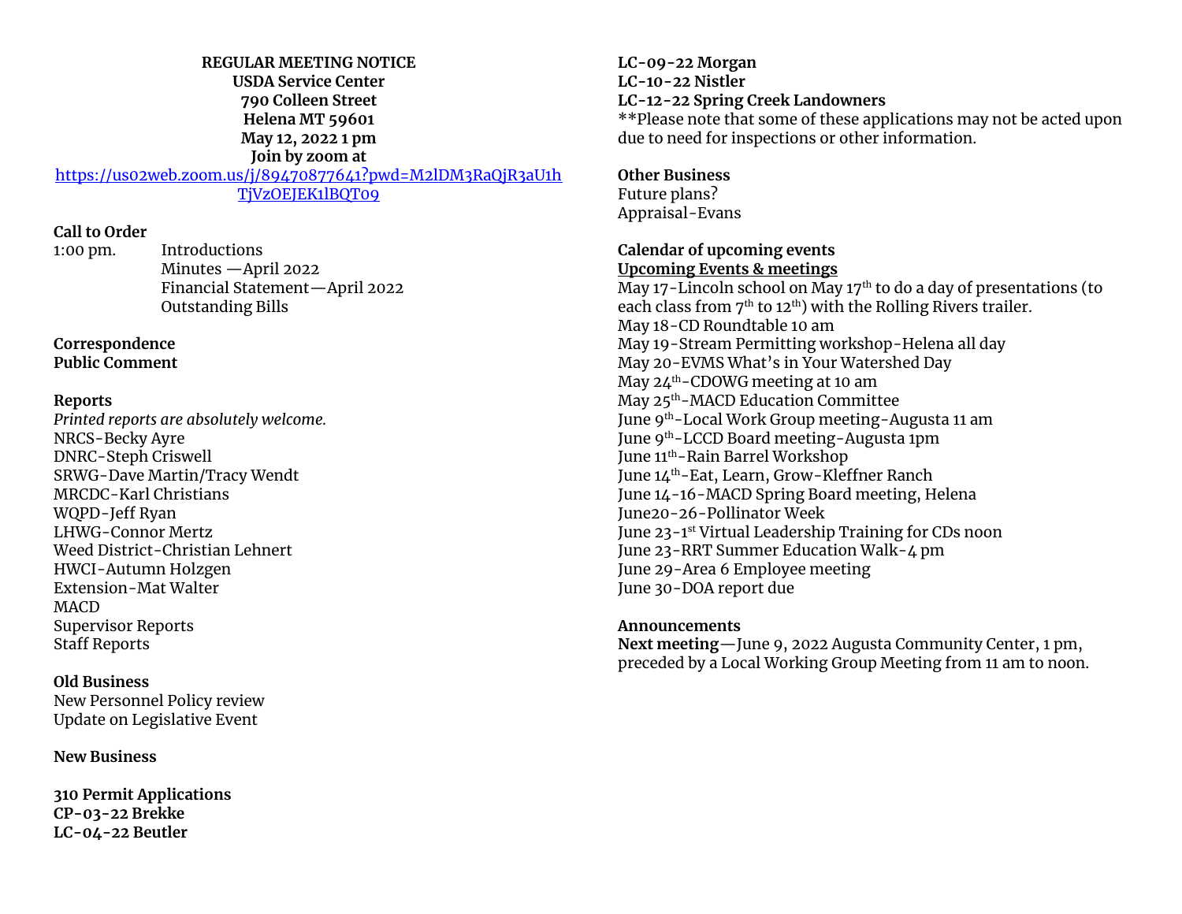**REGULAR MEETING NOTICE**
**USDA Service Center**
**790 Colleen Street**
**Helena MT 59601**
**May 12, 2022 1 pm**
**Join by zoom at**
https://us02web.zoom.us/j/89470877641?pwd=M2lDM3RaQjR3aU1hTjVzOEJEK1lBQT09

**Call to Order**

1:00 pm. Introductions
Minutes —April 2022
Financial Statement—April 2022
Outstanding Bills

**Correspondence**
**Public Comment**

**Reports**
*Printed reports are absolutely welcome.*
NRCS-Becky Ayre
DNRC-Steph Criswell
SRWG-Dave Martin/Tracy Wendt
MRCDC-Karl Christians
WQPD-Jeff Ryan
LHWG-Connor Mertz
Weed District-Christian Lehnert
HWCI-Autumn Holzgen
Extension-Mat Walter
MACD
Supervisor Reports
Staff Reports

**Old Business**
New Personnel Policy review
Update on Legislative Event

**New Business**

**310 Permit Applications**
**CP-03-22 Brekke**
**LC-04-22 Beutler**
**LC-09-22 Morgan**
**LC-10-22 Nistler**
**LC-12-22 Spring Creek Landowners**
**Please note that some of these applications may not be acted upon due to need for inspections or other information.

**Other Business**
Future plans?
Appraisal-Evans

**Calendar of upcoming events**
**Upcoming Events & meetings**
May 17-Lincoln school on May 17th to do a day of presentations (to each class from 7th to 12th) with the Rolling Rivers trailer.
May 18-CD Roundtable 10 am
May 19-Stream Permitting workshop-Helena all day
May 20-EVMS What's in Your Watershed Day
May 24th-CDOWG meeting at 10 am
May 25th-MACD Education Committee
June 9th-Local Work Group meeting-Augusta 11 am
June 9th-LCCD Board meeting-Augusta 1pm
June 11th-Rain Barrel Workshop
June 14th-Eat, Learn, Grow-Kleffner Ranch
June 14-16-MACD Spring Board meeting, Helena
June20-26-Pollinator Week
June 23-1st Virtual Leadership Training for CDs noon
June 23-RRT Summer Education Walk-4 pm
June 29-Area 6 Employee meeting
June 30-DOA report due

**Announcements**
**Next meeting**—June 9, 2022 Augusta Community Center, 1 pm, preceded by a Local Working Group Meeting from 11 am to noon.